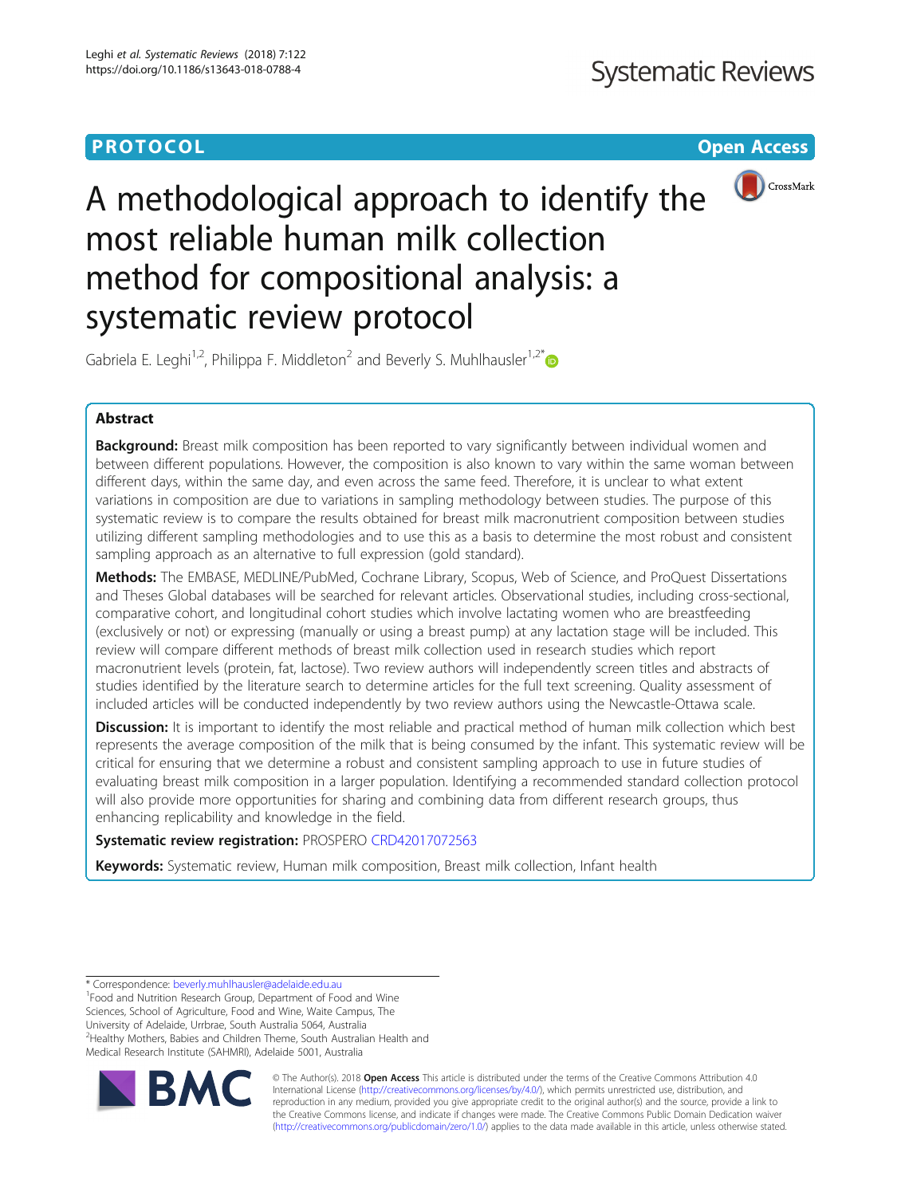PROTOCOL

Open Access

# A methodological approach to identify the most reliable human milk collection method for compositional analysis: a systematic review protocol

Gabriela E. Leghi[1,2], Philippa F. Middleton[2] and Beverly S. Muhlhausler[1,2*]

## Abstract

**Background:** Breast milk composition has been reported to vary significantly between individual women and between different populations. However, the composition is also known to vary within the same woman between different days, within the same day, and even across the same feed. Therefore, it is unclear to what extent variations in composition are due to variations in sampling methodology between studies. The purpose of this systematic review is to compare the results obtained for breast milk macronutrient composition between studies utilizing different sampling methodologies and to use this as a basis to determine the most robust and consistent sampling approach as an alternative to full expression (gold standard).

**Methods:** The EMBASE, MEDLINE/PubMed, Cochrane Library, Scopus, Web of Science, and ProQuest Dissertations and Theses Global databases will be searched for relevant articles. Observational studies, including cross-sectional, comparative cohort, and longitudinal cohort studies which involve lactating women who are breastfeeding (exclusively or not) or expressing (manually or using a breast pump) at any lactation stage will be included. This review will compare different methods of breast milk collection used in research studies which report macronutrient levels (protein, fat, lactose). Two review authors will independently screen titles and abstracts of studies identified by the literature search to determine articles for the full text screening. Quality assessment of included articles will be conducted independently by two review authors using the Newcastle-Ottawa scale.

**Discussion:** It is important to identify the most reliable and practical method of human milk collection which best represents the average composition of the milk that is being consumed by the infant. This systematic review will be critical for ensuring that we determine a robust and consistent sampling approach to use in future studies of evaluating breast milk composition in a larger population. Identifying a recommended standard collection protocol will also provide more opportunities for sharing and combining data from different research groups, thus enhancing replicability and knowledge in the field.

**Systematic review registration:** PROSPERO CRD42017072563

**Keywords:** Systematic review, Human milk composition, Breast milk collection, Infant health

---

* Correspondence: beverly.muhlhausler@adelaide.edu.au

[1]Food and Nutrition Research Group, Department of Food and Wine Sciences, School of Agriculture, Food and Wine, Waite Campus, The University of Adelaide, Urrbrae, South Australia 5064, Australia

[2]Healthy Mothers, Babies and Children Theme, South Australian Health and Medical Research Institute (SAHMRI), Adelaide 5001, Australia

© The Author(s). 2018 **Open Access** This article is distributed under the terms of the Creative Commons Attribution 4.0 International License (http://creativecommons.org/licenses/by/4.0/), which permits unrestricted use, distribution, and reproduction in any medium, provided you give appropriate credit to the original author(s) and the source, provide a link to the Creative Commons license, and indicate if changes were made. The Creative Commons Public Domain Dedication waiver (http://creativecommons.org/publicdomain/zero/1.0/) applies to the data made available in this article, unless otherwise stated.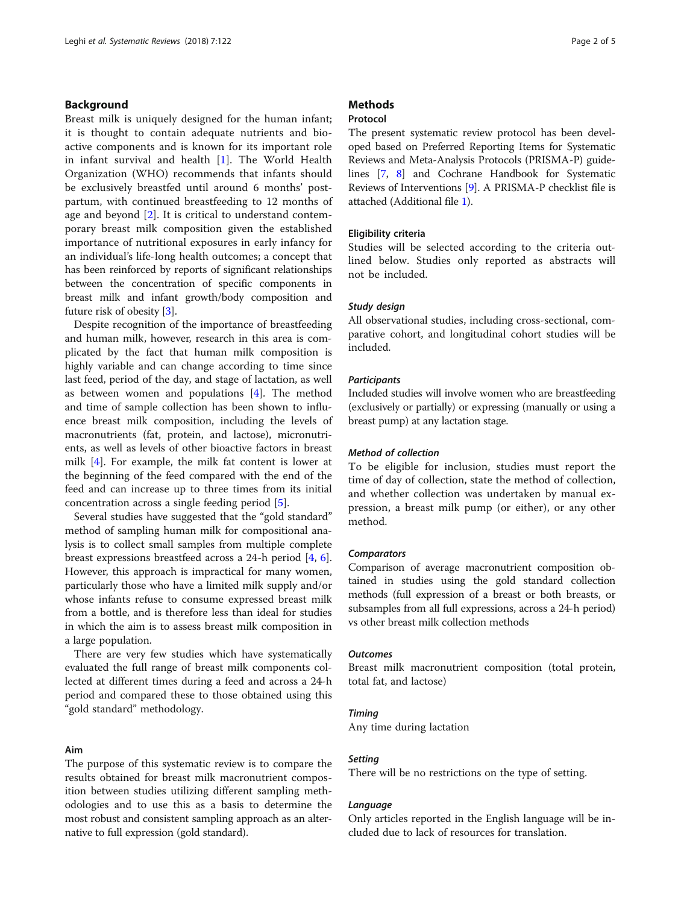## Background

Breast milk is uniquely designed for the human infant; it is thought to contain adequate nutrients and bioactive components and is known for its important role in infant survival and health [1]. The World Health Organization (WHO) recommends that infants should be exclusively breastfed until around 6 months' postpartum, with continued breastfeeding to 12 months of age and beyond [2]. It is critical to understand contemporary breast milk composition given the established importance of nutritional exposures in early infancy for an individual's life-long health outcomes; a concept that has been reinforced by reports of significant relationships between the concentration of specific components in breast milk and infant growth/body composition and future risk of obesity [3].

Despite recognition of the importance of breastfeeding and human milk, however, research in this area is complicated by the fact that human milk composition is highly variable and can change according to time since last feed, period of the day, and stage of lactation, as well as between women and populations [4]. The method and time of sample collection has been shown to influence breast milk composition, including the levels of macronutrients (fat, protein, and lactose), micronutrients, as well as levels of other bioactive factors in breast milk [4]. For example, the milk fat content is lower at the beginning of the feed compared with the end of the feed and can increase up to three times from its initial concentration across a single feeding period [5].

Several studies have suggested that the "gold standard" method of sampling human milk for compositional analysis is to collect small samples from multiple complete breast expressions breastfeed across a 24-h period [4, 6]. However, this approach is impractical for many women, particularly those who have a limited milk supply and/or whose infants refuse to consume expressed breast milk from a bottle, and is therefore less than ideal for studies in which the aim is to assess breast milk composition in a large population.

There are very few studies which have systematically evaluated the full range of breast milk components collected at different times during a feed and across a 24-h period and compared these to those obtained using this "gold standard" methodology.

### Aim

The purpose of this systematic review is to compare the results obtained for breast milk macronutrient composition between studies utilizing different sampling methodologies and to use this as a basis to determine the most robust and consistent sampling approach as an alternative to full expression (gold standard).

## Methods

### Protocol

The present systematic review protocol has been developed based on Preferred Reporting Items for Systematic Reviews and Meta-Analysis Protocols (PRISMA-P) guidelines [7, 8] and Cochrane Handbook for Systematic Reviews of Interventions [9]. A PRISMA-P checklist file is attached (Additional file 1).

### Eligibility criteria

Studies will be selected according to the criteria outlined below. Studies only reported as abstracts will not be included.

#### *Study design*

All observational studies, including cross-sectional, comparative cohort, and longitudinal cohort studies will be included.

#### *Participants*

Included studies will involve women who are breastfeeding (exclusively or partially) or expressing (manually or using a breast pump) at any lactation stage.

#### *Method of collection*

To be eligible for inclusion, studies must report the time of day of collection, state the method of collection, and whether collection was undertaken by manual expression, a breast milk pump (or either), or any other method.

#### *Comparators*

Comparison of average macronutrient composition obtained in studies using the gold standard collection methods (full expression of a breast or both breasts, or subsamples from all full expressions, across a 24-h period) vs other breast milk collection methods

#### *Outcomes*

Breast milk macronutrient composition (total protein, total fat, and lactose)

#### *Timing*

Any time during lactation

#### *Setting*

There will be no restrictions on the type of setting.

#### *Language*

Only articles reported in the English language will be included due to lack of resources for translation.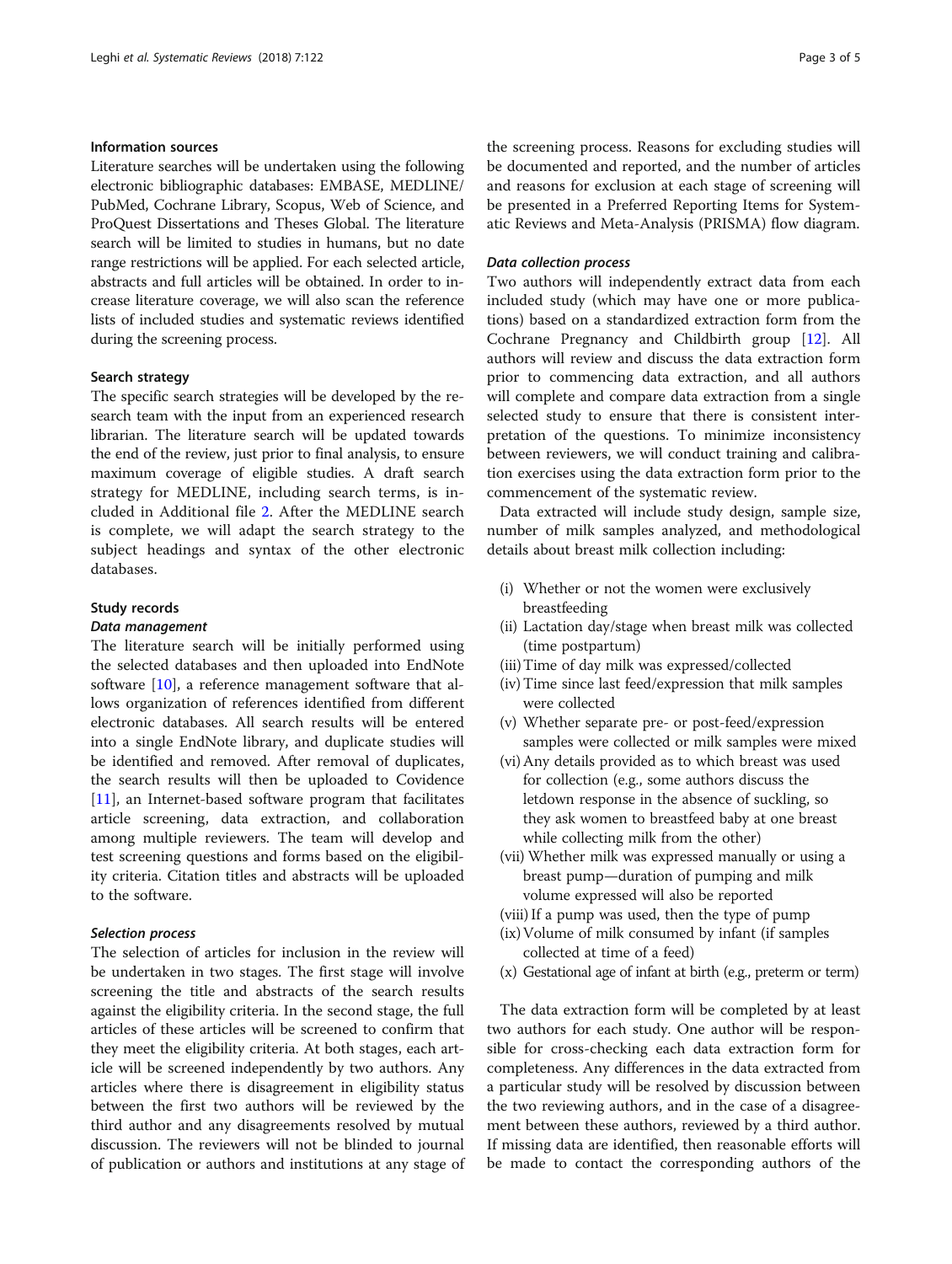### Information sources

Literature searches will be undertaken using the following electronic bibliographic databases: EMBASE, MEDLINE/PubMed, Cochrane Library, Scopus, Web of Science, and ProQuest Dissertations and Theses Global. The literature search will be limited to studies in humans, but no date range restrictions will be applied. For each selected article, abstracts and full articles will be obtained. In order to increase literature coverage, we will also scan the reference lists of included studies and systematic reviews identified during the screening process.

### Search strategy

The specific search strategies will be developed by the research team with the input from an experienced research librarian. The literature search will be updated towards the end of the review, just prior to final analysis, to ensure maximum coverage of eligible studies. A draft search strategy for MEDLINE, including search terms, is included in Additional file 2. After the MEDLINE search is complete, we will adapt the search strategy to the subject headings and syntax of the other electronic databases.

### Study records

#### *Data management*

The literature search will be initially performed using the selected databases and then uploaded into EndNote software [10], a reference management software that allows organization of references identified from different electronic databases. All search results will be entered into a single EndNote library, and duplicate studies will be identified and removed. After removal of duplicates, the search results will then be uploaded to Covidence [11], an Internet-based software program that facilitates article screening, data extraction, and collaboration among multiple reviewers. The team will develop and test screening questions and forms based on the eligibility criteria. Citation titles and abstracts will be uploaded to the software.

#### *Selection process*

The selection of articles for inclusion in the review will be undertaken in two stages. The first stage will involve screening the title and abstracts of the search results against the eligibility criteria. In the second stage, the full articles of these articles will be screened to confirm that they meet the eligibility criteria. At both stages, each article will be screened independently by two authors. Any articles where there is disagreement in eligibility status between the first two authors will be reviewed by the third author and any disagreements resolved by mutual discussion. The reviewers will not be blinded to journal of publication or authors and institutions at any stage of the screening process. Reasons for excluding studies will be documented and reported, and the number of articles and reasons for exclusion at each stage of screening will be presented in a Preferred Reporting Items for Systematic Reviews and Meta-Analysis (PRISMA) flow diagram.

#### *Data collection process*

Two authors will independently extract data from each included study (which may have one or more publications) based on a standardized extraction form from the Cochrane Pregnancy and Childbirth group [12]. All authors will review and discuss the data extraction form prior to commencing data extraction, and all authors will complete and compare data extraction from a single selected study to ensure that there is consistent interpretation of the questions. To minimize inconsistency between reviewers, we will conduct training and calibration exercises using the data extraction form prior to the commencement of the systematic review.

Data extracted will include study design, sample size, number of milk samples analyzed, and methodological details about breast milk collection including:

- (i) Whether or not the women were exclusively breastfeeding
- (ii) Lactation day/stage when breast milk was collected (time postpartum)
- (iii) Time of day milk was expressed/collected
- (iv) Time since last feed/expression that milk samples were collected
- (v) Whether separate pre- or post-feed/expression samples were collected or milk samples were mixed
- (vi) Any details provided as to which breast was used for collection (e.g., some authors discuss the letdown response in the absence of suckling, so they ask women to breastfeed baby at one breast while collecting milk from the other)
- (vii) Whether milk was expressed manually or using a breast pump—duration of pumping and milk volume expressed will also be reported
- (viii) If a pump was used, then the type of pump
- (ix) Volume of milk consumed by infant (if samples collected at time of a feed)
- (x) Gestational age of infant at birth (e.g., preterm or term)

The data extraction form will be completed by at least two authors for each study. One author will be responsible for cross-checking each data extraction form for completeness. Any differences in the data extracted from a particular study will be resolved by discussion between the two reviewing authors, and in the case of a disagreement between these authors, reviewed by a third author. If missing data are identified, then reasonable efforts will be made to contact the corresponding authors of the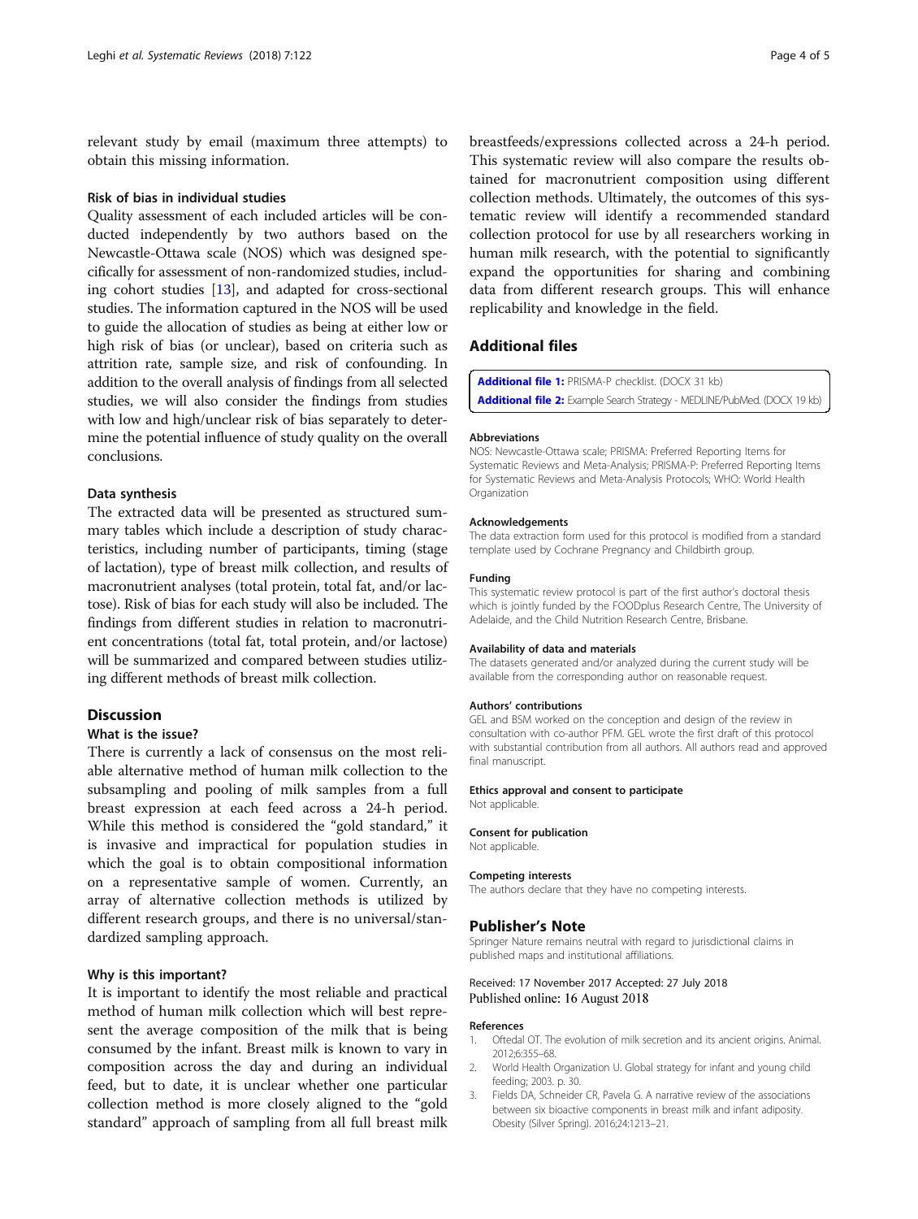relevant study by email (maximum three attempts) to obtain this missing information.

### Risk of bias in individual studies

Quality assessment of each included articles will be conducted independently by two authors based on the Newcastle-Ottawa scale (NOS) which was designed specifically for assessment of non-randomized studies, including cohort studies [13], and adapted for cross-sectional studies. The information captured in the NOS will be used to guide the allocation of studies as being at either low or high risk of bias (or unclear), based on criteria such as attrition rate, sample size, and risk of confounding. In addition to the overall analysis of findings from all selected studies, we will also consider the findings from studies with low and high/unclear risk of bias separately to determine the potential influence of study quality on the overall conclusions.

### Data synthesis

The extracted data will be presented as structured summary tables which include a description of study characteristics, including number of participants, timing (stage of lactation), type of breast milk collection, and results of macronutrient analyses (total protein, total fat, and/or lactose). Risk of bias for each study will also be included. The findings from different studies in relation to macronutrient concentrations (total fat, total protein, and/or lactose) will be summarized and compared between studies utilizing different methods of breast milk collection.

## Discussion

### What is the issue?

There is currently a lack of consensus on the most reliable alternative method of human milk collection to the subsampling and pooling of milk samples from a full breast expression at each feed across a 24-h period. While this method is considered the "gold standard," it is invasive and impractical for population studies in which the goal is to obtain compositional information on a representative sample of women. Currently, an array of alternative collection methods is utilized by different research groups, and there is no universal/standardized sampling approach.

### Why is this important?

It is important to identify the most reliable and practical method of human milk collection which will best represent the average composition of the milk that is being consumed by the infant. Breast milk is known to vary in composition across the day and during an individual feed, but to date, it is unclear whether one particular collection method is more closely aligned to the "gold standard" approach of sampling from all full breast milk breastfeeds/expressions collected across a 24-h period. This systematic review will also compare the results obtained for macronutrient composition using different collection methods. Ultimately, the outcomes of this systematic review will identify a recommended standard collection protocol for use by all researchers working in human milk research, with the potential to significantly expand the opportunities for sharing and combining data from different research groups. This will enhance replicability and knowledge in the field.

## Additional files

**Additional file 1:** PRISMA-P checklist. (DOCX 31 kb)

**Additional file 2:** Example Search Strategy - MEDLINE/PubMed. (DOCX 19 kb)

#### Abbreviations

NOS: Newcastle-Ottawa scale; PRISMA: Preferred Reporting Items for Systematic Reviews and Meta-Analysis; PRISMA-P: Preferred Reporting Items for Systematic Reviews and Meta-Analysis Protocols; WHO: World Health Organization

#### Acknowledgements

The data extraction form used for this protocol is modified from a standard template used by Cochrane Pregnancy and Childbirth group.

#### Funding

This systematic review protocol is part of the first author's doctoral thesis which is jointly funded by the FOODplus Research Centre, The University of Adelaide, and the Child Nutrition Research Centre, Brisbane.

#### Availability of data and materials

The datasets generated and/or analyzed during the current study will be available from the corresponding author on reasonable request.

#### Authors' contributions

GEL and BSM worked on the conception and design of the review in consultation with co-author PFM. GEL wrote the first draft of this protocol with substantial contribution from all authors. All authors read and approved final manuscript.

#### Ethics approval and consent to participate

Not applicable.

#### Consent for publication

Not applicable.

#### Competing interests

The authors declare that they have no competing interests.

## Publisher's Note

Springer Nature remains neutral with regard to jurisdictional claims in published maps and institutional affiliations.

Received: 17 November 2017 Accepted: 27 July 2018
Published online: 16 August 2018

#### References

1. Oftedal OT. The evolution of milk secretion and its ancient origins. Animal. 2012;6:355–68.
2. World Health Organization U. Global strategy for infant and young child feeding; 2003. p. 30.
3. Fields DA, Schneider CR, Pavela G. A narrative review of the associations between six bioactive components in breast milk and infant adiposity. Obesity (Silver Spring). 2016;24:1213–21.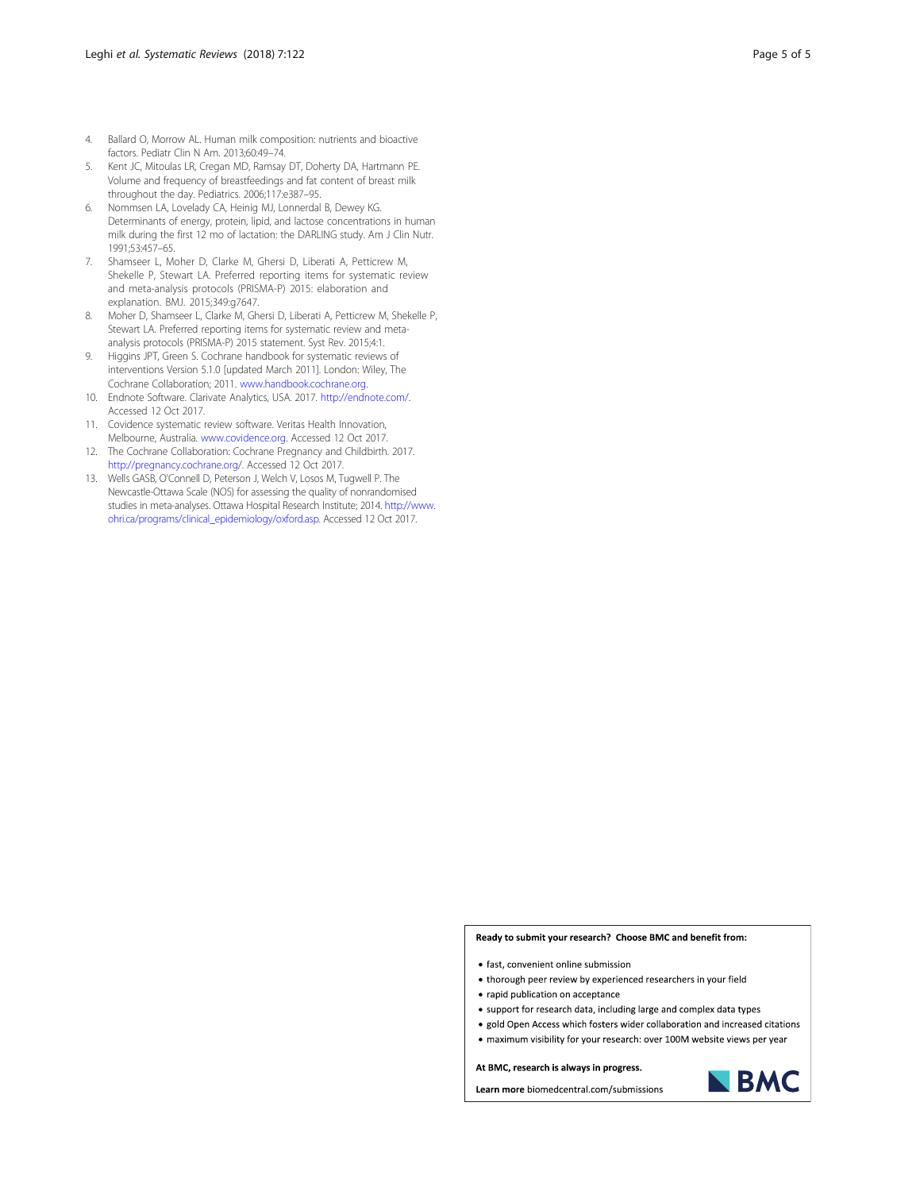4. Ballard O, Morrow AL. Human milk composition: nutrients and bioactive factors. Pediatr Clin N Am. 2013;60:49–74.
5. Kent JC, Mitoulas LR, Cregan MD, Ramsay DT, Doherty DA, Hartmann PE. Volume and frequency of breastfeedings and fat content of breast milk throughout the day. Pediatrics. 2006;117:e387–95.
6. Nommsen LA, Lovelady CA, Heinig MJ, Lonnerdal B, Dewey KG. Determinants of energy, protein, lipid, and lactose concentrations in human milk during the first 12 mo of lactation: the DARLING study. Am J Clin Nutr. 1991;53:457–65.
7. Shamseer L, Moher D, Clarke M, Ghersi D, Liberati A, Petticrew M, Shekelle P, Stewart LA. Preferred reporting items for systematic review and meta-analysis protocols (PRISMA-P) 2015: elaboration and explanation. BMJ. 2015;349:g7647.
8. Moher D, Shamseer L, Clarke M, Ghersi D, Liberati A, Petticrew M, Shekelle P, Stewart LA. Preferred reporting items for systematic review and meta-analysis protocols (PRISMA-P) 2015 statement. Syst Rev. 2015;4:1.
9. Higgins JPT, Green S. Cochrane handbook for systematic reviews of interventions Version 5.1.0 [updated March 2011]. London: Wiley, The Cochrane Collaboration; 2011. www.handbook.cochrane.org.
10. Endnote Software. Clarivate Analytics, USA. 2017. http://endnote.com/. Accessed 12 Oct 2017.
11. Covidence systematic review software. Veritas Health Innovation, Melbourne, Australia. www.covidence.org. Accessed 12 Oct 2017.
12. The Cochrane Collaboration: Cochrane Pregnancy and Childbirth. 2017. http://pregnancy.cochrane.org/. Accessed 12 Oct 2017.
13. Wells GASB, O'Connell D, Peterson J, Welch V, Losos M, Tugwell P. The Newcastle-Ottawa Scale (NOS) for assessing the quality of nonrandomised studies in meta-analyses. Ottawa Hospital Research Institute; 2014. http://www.ohri.ca/programs/clinical_epidemiology/oxford.asp. Accessed 12 Oct 2017.

**Ready to submit your research? Choose BMC and benefit from:**

- fast, convenient online submission
- thorough peer review by experienced researchers in your field
- rapid publication on acceptance
- support for research data, including large and complex data types
- gold Open Access which fosters wider collaboration and increased citations
- maximum visibility for your research: over 100M website views per year

**At BMC, research is always in progress.**

**Learn more** biomedcentral.com/submissions

BMC